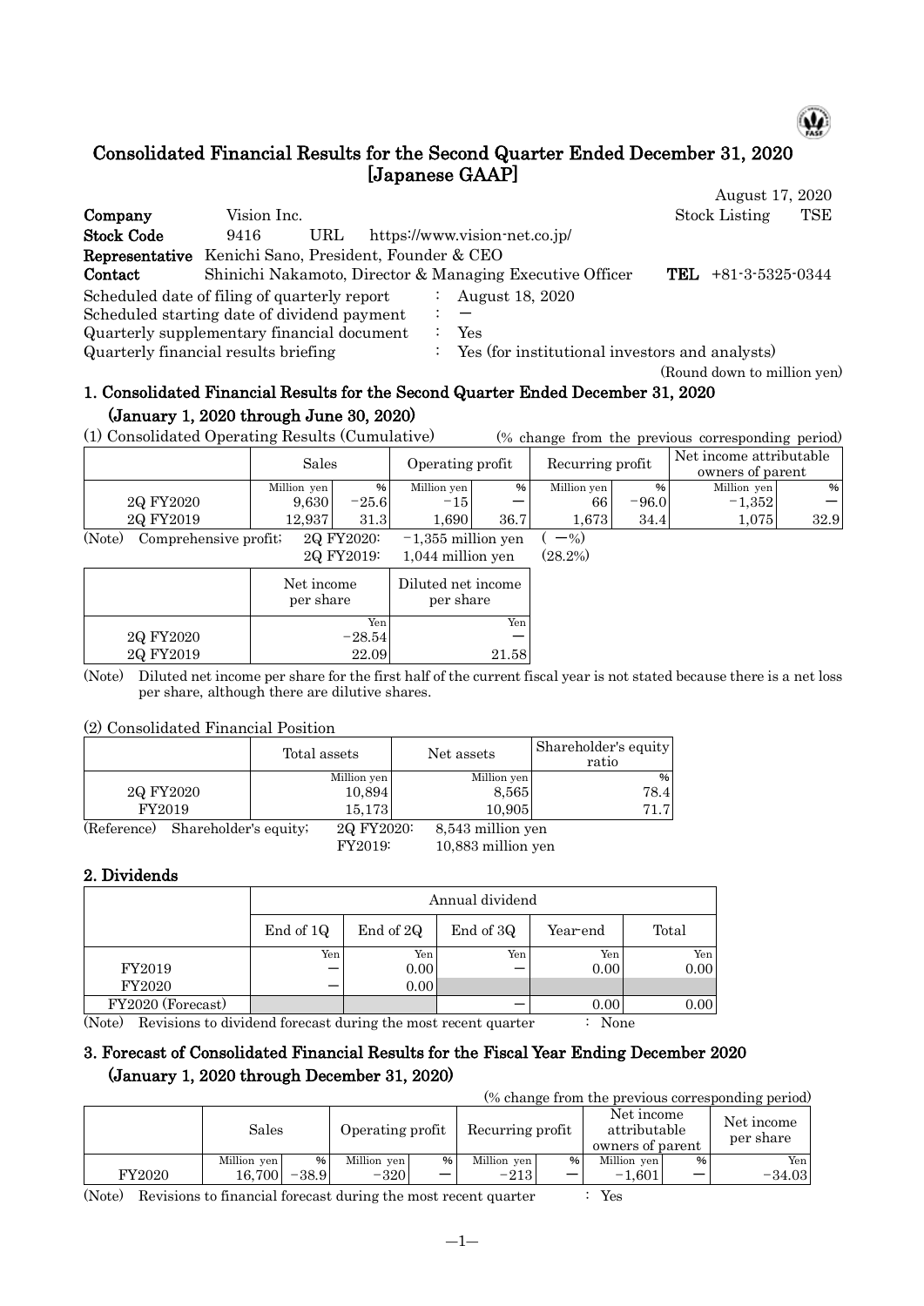# Consolidated Financial Results for the Second Quarter Ended December 31, 2020 [Japanese GAAP]

August 17, 2020

**Company** Vision Inc. Stock Listing TSE

**Stock Code** 9416 URL https://www.vision-net.co.jp/

**Representative** Kenichi Sano, President, Founder & CEO

**Contact** Shinichi Nakamoto, Director & Managing Executive Officer **TEL** +81-3-5325-0344

Scheduled date of filing of quarterly report : August 18, 2020

Scheduled starting date of dividend payment : −

Quarterly supplementary financial document : Yes

Quarterly financial results briefing : Yes (for institutional investors and analysts)

(Round down to million yen)

## 1. Consolidated Financial Results for the Second Quarter Ended December 31, 2020 (January 1, 2020 through June 30, 2020)

(1) Consolidated Operating Results (Cumulative) (% change from the previous corresponding period)

| | Sales | | Operating profit | | Recurring profit | | Net income attributable owners of parent | |
|---|---|---|---|---|---|---|---|---|
| | Million yen | % | Million yen | % | Million yen | % | Million yen | % |
| 2Q FY2020 | 9,630 | −25.6 | −15 | − | 66 | −96.0 | −1,352 | − |
| 2Q FY2019 | 12,937 | 31.3 | 1,690 | 36.7 | 1,673 | 34.4 | 1,075 | 32.9 |

(Note) Comprehensive profit; 2Q FY2020: −1,355 million yen ( −%)
2Q FY2019: 1,044 million yen (28.2%)

| | Net income per share | Diluted net income per share |
|---|---|---|
| | Yen | Yen |
| 2Q FY2020 | −28.54 | − |
| 2Q FY2019 | 22.09 | 21.58 |

(Note) Diluted net income per share for the first half of the current fiscal year is not stated because there is a net loss per share, although there are dilutive shares.

(2) Consolidated Financial Position

| | Total assets | Net assets | Shareholder's equity ratio |
|---|---|---|---|
| | Million yen | Million yen | % |
| 2Q FY2020 | 10,894 | 8,565 | 78.4 |
| FY2019 | 15,173 | 10,905 | 71.7 |

(Reference) Shareholder's equity; 2Q FY2020: 8,543 million yen
FY2019: 10,883 million yen

## 2. Dividends

| | Annual dividend | | | | |
|---|---|---|---|---|---|
| | End of 1Q | End of 2Q | End of 3Q | Year-end | Total |
| | Yen | Yen | Yen | Yen | Yen |
| FY2019 | − | 0.00 | − | 0.00 | 0.00 |
| FY2020 | − | 0.00 | | | |
| FY2020 (Forecast) | | | − | 0.00 | 0.00 |

(Note) Revisions to dividend forecast during the most recent quarter : None

## 3. Forecast of Consolidated Financial Results for the Fiscal Year Ending December 2020 (January 1, 2020 through December 31, 2020)

(% change from the previous corresponding period)

| | Sales | | Operating profit | | Recurring profit | | Net income attributable owners of parent | | Net income per share |
|---|---|---|---|---|---|---|---|---|---|
| | Million yen | % | Million yen | % | Million yen | % | Million yen | % | Yen |
| FY2020 | 16,700 | −38.9 | −320 | − | −213 | − | −1,601 | − | −34.03 |

(Note) Revisions to financial forecast during the most recent quarter : Yes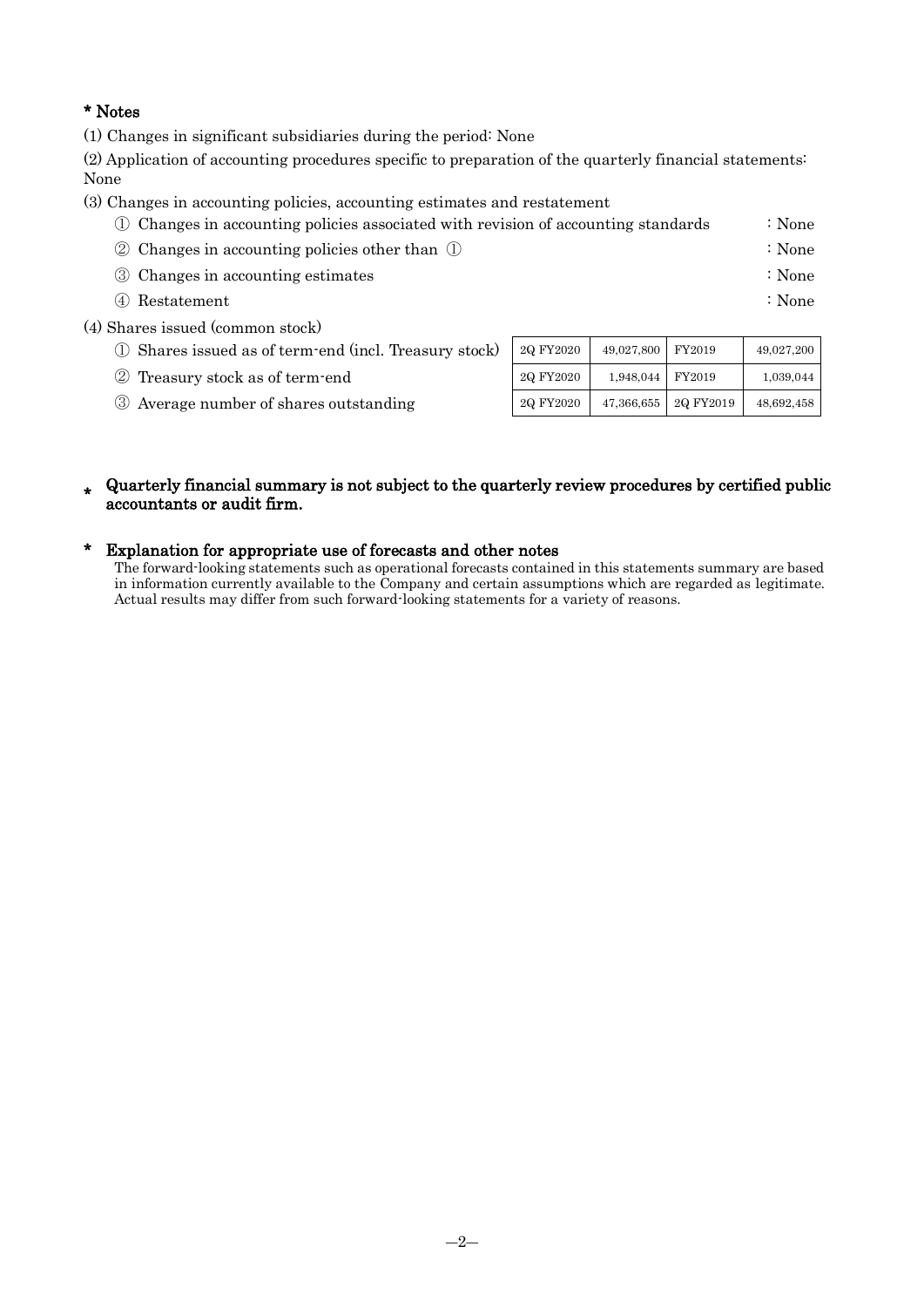**\* Notes**

(1) Changes in significant subsidiaries during the period: None

(2) Application of accounting procedures specific to preparation of the quarterly financial statements: None

(3) Changes in accounting policies, accounting estimates and restatement

① Changes in accounting policies associated with revision of accounting standards : None

② Changes in accounting policies other than ① : None

③ Changes in accounting estimates : None

④ Restatement : None

(4) Shares issued (common stock)

| | | | | |
|---|---|---|---|---|
| ① Shares issued as of term-end (incl. Treasury stock) | 2Q FY2020 | 49,027,800 | FY2019 | 49,027,200 |
| ② Treasury stock as of term-end | 2Q FY2020 | 1,948,044 | FY2019 | 1,039,044 |
| ③ Average number of shares outstanding | 2Q FY2020 | 47,366,655 | 2Q FY2019 | 48,692,458 |

**\* Quarterly financial summary is not subject to the quarterly review procedures by certified public accountants or audit firm.**

**\* Explanation for appropriate use of forecasts and other notes**

The forward-looking statements such as operational forecasts contained in this statements summary are based in information currently available to the Company and certain assumptions which are regarded as legitimate. Actual results may differ from such forward-looking statements for a variety of reasons.